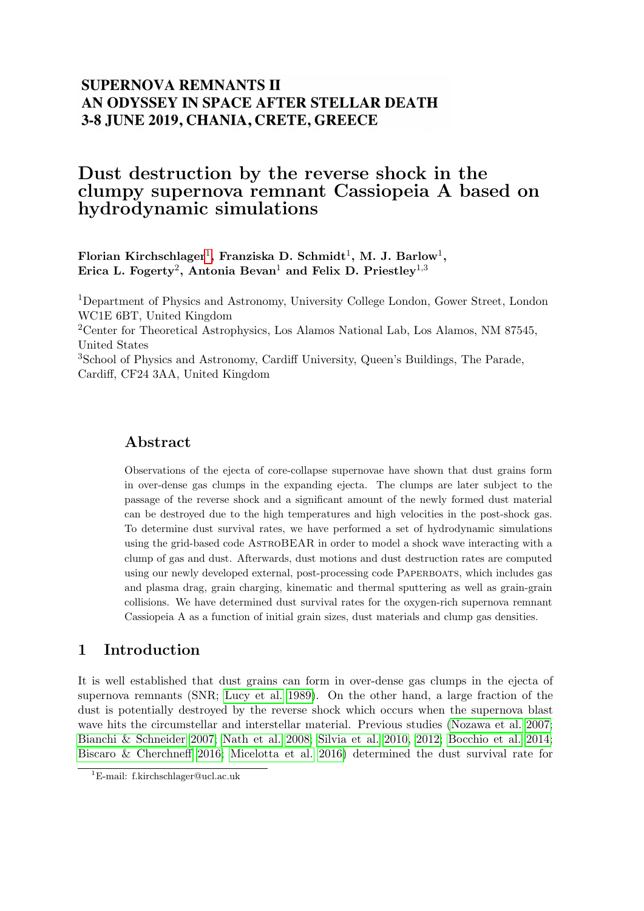**SUPERNOVA REMNANTS II**
**AN ODYSSEY IN SPACE AFTER STELLAR DEATH**
**3-8 JUNE 2019, CHANIA, CRETE, GREECE**

# Dust destruction by the reverse shock in the clumpy supernova remnant Cassiopeia A based on hydrodynamic simulations

**Florian Kirchschlager[1], Franziska D. Schmidt[1], M. J. Barlow[1], Erica L. Fogerty[2], Antonia Bevan[1] and Felix D. Priestley[1,3]**

[1]Department of Physics and Astronomy, University College London, Gower Street, London WC1E 6BT, United Kingdom

[2]Center for Theoretical Astrophysics, Los Alamos National Lab, Los Alamos, NM 87545, United States

[3]School of Physics and Astronomy, Cardiff University, Queen's Buildings, The Parade, Cardiff, CF24 3AA, United Kingdom

## Abstract

Observations of the ejecta of core-collapse supernovae have shown that dust grains form in over-dense gas clumps in the expanding ejecta. The clumps are later subject to the passage of the reverse shock and a significant amount of the newly formed dust material can be destroyed due to the high temperatures and high velocities in the post-shock gas. To determine dust survival rates, we have performed a set of hydrodynamic simulations using the grid-based code AstroBEAR in order to model a shock wave interacting with a clump of gas and dust. Afterwards, dust motions and dust destruction rates are computed using our newly developed external, post-processing code Paperboats, which includes gas and plasma drag, grain charging, kinematic and thermal sputtering as well as grain-grain collisions. We have determined dust survival rates for the oxygen-rich supernova remnant Cassiopeia A as a function of initial grain sizes, dust materials and clump gas densities.

## 1 Introduction

It is well established that dust grains can form in over-dense gas clumps in the ejecta of supernova remnants (SNR; Lucy et al. 1989). On the other hand, a large fraction of the dust is potentially destroyed by the reverse shock which occurs when the supernova blast wave hits the circumstellar and interstellar material. Previous studies (Nozawa et al. 2007; Bianchi & Schneider 2007; Nath et al. 2008; Silvia et al. 2010, 2012; Bocchio et al. 2014; Biscaro & Cherchneff 2016; Micelotta et al. 2016) determined the dust survival rate for

[1]E-mail: f.kirchschlager@ucl.ac.uk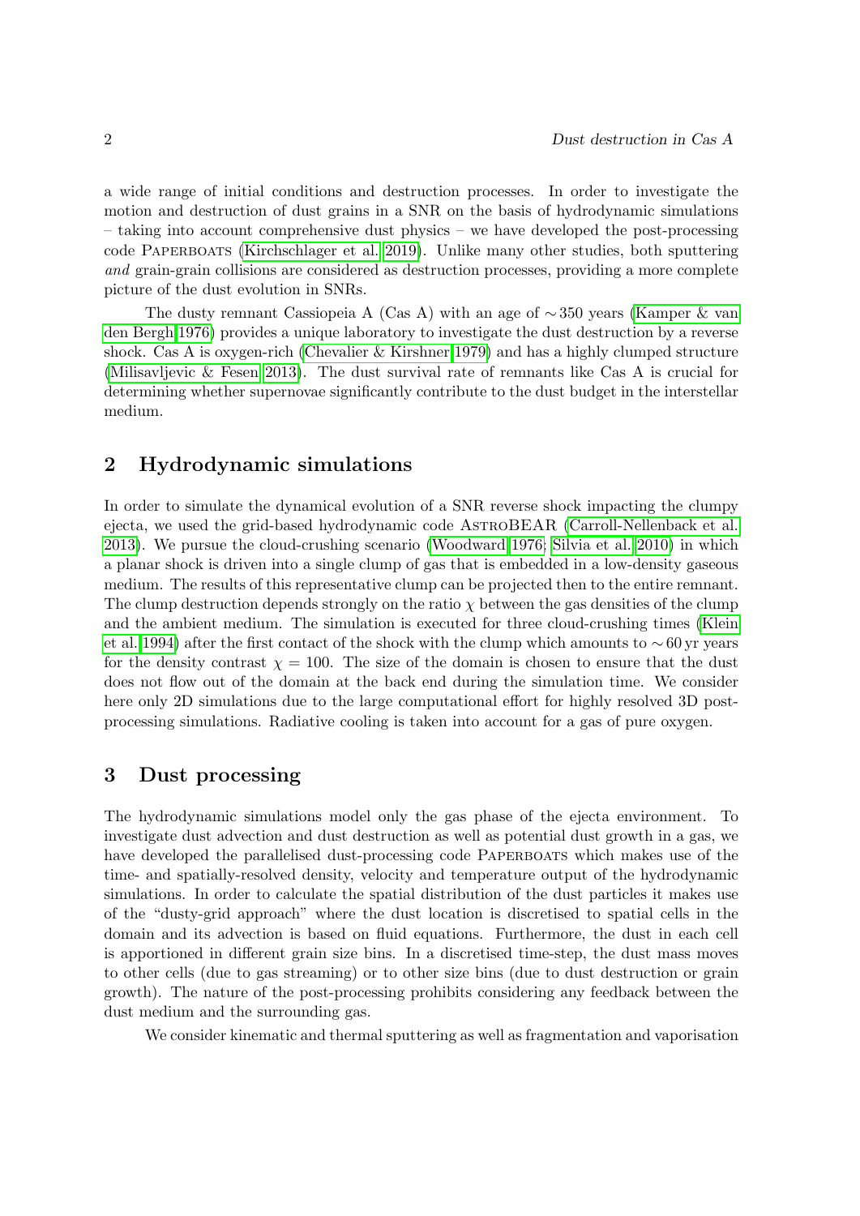a wide range of initial conditions and destruction processes. In order to investigate the motion and destruction of dust grains in a SNR on the basis of hydrodynamic simulations – taking into account comprehensive dust physics – we have developed the post-processing code Paperboats (Kirchschlager et al. 2019). Unlike many other studies, both sputtering *and* grain-grain collisions are considered as destruction processes, providing a more complete picture of the dust evolution in SNRs.

The dusty remnant Cassiopeia A (Cas A) with an age of $\sim$350 years (Kamper & van den Bergh 1976) provides a unique laboratory to investigate the dust destruction by a reverse shock. Cas A is oxygen-rich (Chevalier & Kirshner 1979) and has a highly clumped structure (Milisavljevic & Fesen 2013). The dust survival rate of remnants like Cas A is crucial for determining whether supernovae significantly contribute to the dust budget in the interstellar medium.

## 2 Hydrodynamic simulations

In order to simulate the dynamical evolution of a SNR reverse shock impacting the clumpy ejecta, we used the grid-based hydrodynamic code AstroBEAR (Carroll-Nellenback et al. 2013). We pursue the cloud-crushing scenario (Woodward 1976; Silvia et al. 2010) in which a planar shock is driven into a single clump of gas that is embedded in a low-density gaseous medium. The results of this representative clump can be projected then to the entire remnant. The clump destruction depends strongly on the ratio $\chi$ between the gas densities of the clump and the ambient medium. The simulation is executed for three cloud-crushing times (Klein et al. 1994) after the first contact of the shock with the clump which amounts to $\sim$60 yr years for the density contrast $\chi = 100$. The size of the domain is chosen to ensure that the dust does not flow out of the domain at the back end during the simulation time. We consider here only 2D simulations due to the large computational effort for highly resolved 3D post-processing simulations. Radiative cooling is taken into account for a gas of pure oxygen.

## 3 Dust processing

The hydrodynamic simulations model only the gas phase of the ejecta environment. To investigate dust advection and dust destruction as well as potential dust growth in a gas, we have developed the parallelised dust-processing code Paperboats which makes use of the time- and spatially-resolved density, velocity and temperature output of the hydrodynamic simulations. In order to calculate the spatial distribution of the dust particles it makes use of the "dusty-grid approach" where the dust location is discretised to spatial cells in the domain and its advection is based on fluid equations. Furthermore, the dust in each cell is apportioned in different grain size bins. In a discretised time-step, the dust mass moves to other cells (due to gas streaming) or to other size bins (due to dust destruction or grain growth). The nature of the post-processing prohibits considering any feedback between the dust medium and the surrounding gas.

We consider kinematic and thermal sputtering as well as fragmentation and vaporisation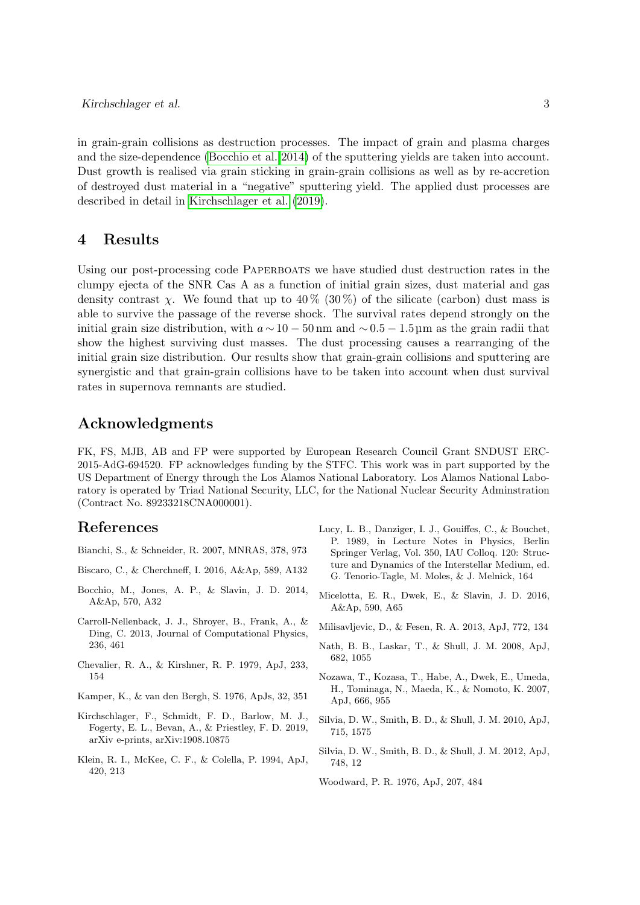in grain-grain collisions as destruction processes. The impact of grain and plasma charges and the size-dependence (Bocchio et al. 2014) of the sputtering yields are taken into account. Dust growth is realised via grain sticking in grain-grain collisions as well as by re-accretion of destroyed dust material in a "negative" sputtering yield. The applied dust processes are described in detail in Kirchschlager et al. (2019).

## 4 Results

Using our post-processing code PAPERBOATS we have studied dust destruction rates in the clumpy ejecta of the SNR Cas A as a function of initial grain sizes, dust material and gas density contrast $\chi$. We found that up to 40 % (30 %) of the silicate (carbon) dust mass is able to survive the passage of the reverse shock. The survival rates depend strongly on the initial grain size distribution, with $a \sim 10 - 50$ nm and $\sim 0.5 - 1.5$ µm as the grain radii that show the highest surviving dust masses. The dust processing causes a rearranging of the initial grain size distribution. Our results show that grain-grain collisions and sputtering are synergistic and that grain-grain collisions have to be taken into account when dust survival rates in supernova remnants are studied.

## Acknowledgments

FK, FS, MJB, AB and FP were supported by European Research Council Grant SNDUST ERC-2015-AdG-694520. FP acknowledges funding by the STFC. This work was in part supported by the US Department of Energy through the Los Alamos National Laboratory. Los Alamos National Laboratory is operated by Triad National Security, LLC, for the National Nuclear Security Adminstration (Contract No. 89233218CNA000001).

## References

Bianchi, S., & Schneider, R. 2007, MNRAS, 378, 973

Biscaro, C., & Cherchneff, I. 2016, A&Ap, 589, A132

Bocchio, M., Jones, A. P., & Slavin, J. D. 2014, A&Ap, 570, A32

Carroll-Nellenback, J. J., Shroyer, B., Frank, A., & Ding, C. 2013, Journal of Computational Physics, 236, 461

Chevalier, R. A., & Kirshner, R. P. 1979, ApJ, 233, 154

Kamper, K., & van den Bergh, S. 1976, ApJs, 32, 351

Kirchschlager, F., Schmidt, F. D., Barlow, M. J., Fogerty, E. L., Bevan, A., & Priestley, F. D. 2019, arXiv e-prints, arXiv:1908.10875

Klein, R. I., McKee, C. F., & Colella, P. 1994, ApJ, 420, 213

Lucy, L. B., Danziger, I. J., Gouiffes, C., & Bouchet, P. 1989, in Lecture Notes in Physics, Berlin Springer Verlag, Vol. 350, IAU Colloq. 120: Structure and Dynamics of the Interstellar Medium, ed. G. Tenorio-Tagle, M. Moles, & J. Melnick, 164

Micelotta, E. R., Dwek, E., & Slavin, J. D. 2016, A&Ap, 590, A65

Milisavljevic, D., & Fesen, R. A. 2013, ApJ, 772, 134

Nath, B. B., Laskar, T., & Shull, J. M. 2008, ApJ, 682, 1055

Nozawa, T., Kozasa, T., Habe, A., Dwek, E., Umeda, H., Tominaga, N., Maeda, K., & Nomoto, K. 2007, ApJ, 666, 955

Silvia, D. W., Smith, B. D., & Shull, J. M. 2010, ApJ, 715, 1575

Silvia, D. W., Smith, B. D., & Shull, J. M. 2012, ApJ, 748, 12

Woodward, P. R. 1976, ApJ, 207, 484